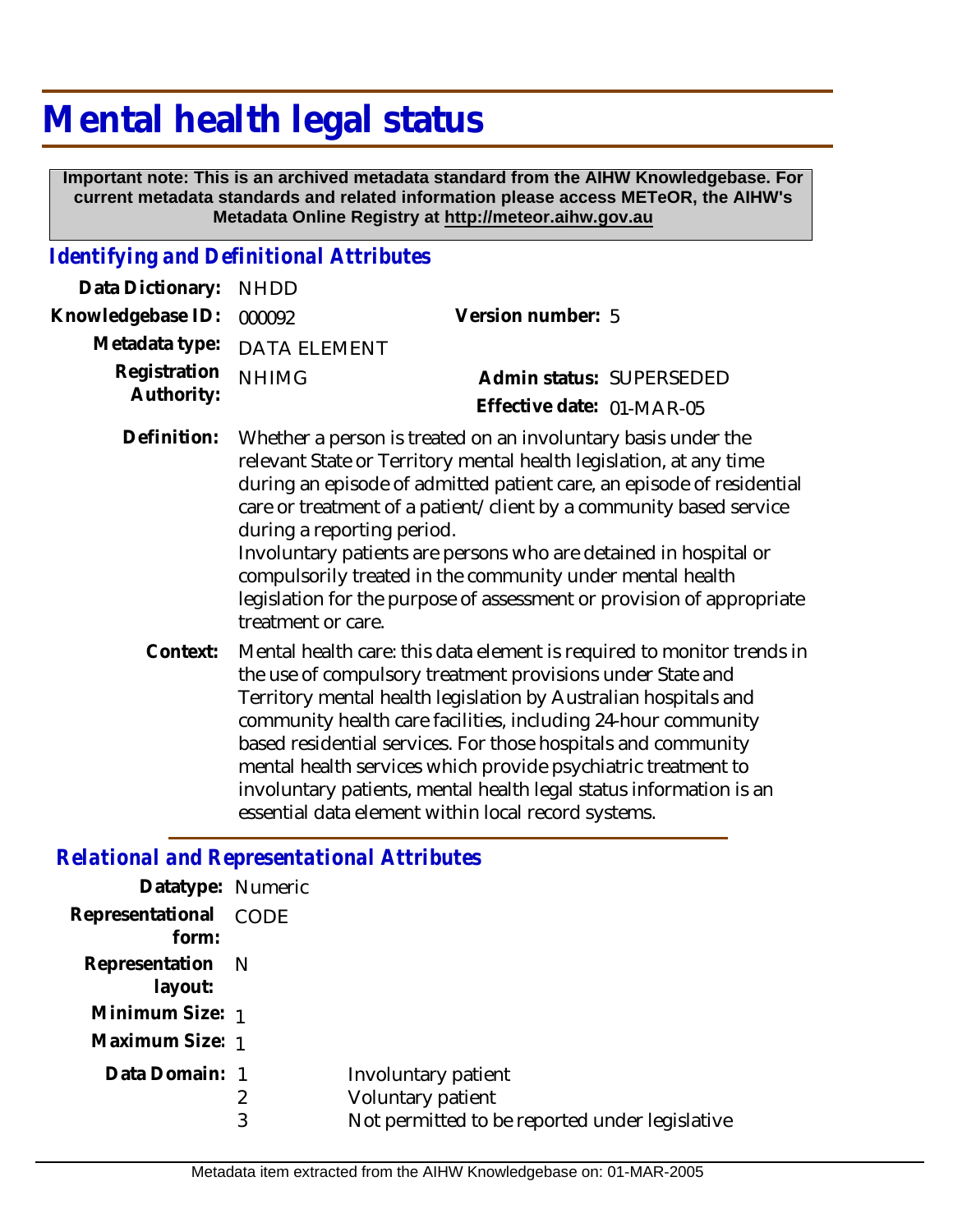# Mental health legal status

**Important note: This is an archived metadata standard from the AIHW Knowledgebase. For current metadata standards and related information please access METeOR, the AIHW's Metadata Online Registry at http://meteor.aihw.gov.au**

## *Identifying and Definitional Attributes*

| | | | |
|---|---|---|---|
| **Data Dictionary:** | NHDD | | |
| **Knowledgebase ID:** | 000092 | **Version number:** | 5 |
| **Metadata type:** | DATA ELEMENT | | |
| **Registration Authority:** | NHIMG | **Admin status:** | SUPERSEDED |
| | | **Effective date:** | 01-MAR-05 |

**Definition:** Whether a person is treated on an involuntary basis under the relevant State or Territory mental health legislation, at any time during an episode of admitted patient care, an episode of residential care or treatment of a patient/client by a community based service during a reporting period.
Involuntary patients are persons who are detained in hospital or compulsorily treated in the community under mental health legislation for the purpose of assessment or provision of appropriate treatment or care.

**Context:** Mental health care: this data element is required to monitor trends in the use of compulsory treatment provisions under State and Territory mental health legislation by Australian hospitals and community health care facilities, including 24-hour community based residential services. For those hospitals and community mental health services which provide psychiatric treatment to involuntary patients, mental health legal status information is an essential data element within local record systems.

## *Relational and Representational Attributes*

**Datatype:** Numeric

**Representational form:** CODE

**Representation layout:** N

**Minimum Size:** 1

**Maximum Size:** 1

**Data Domain:**

| | |
|---|---|
| 1 | Involuntary patient |
| 2 | Voluntary patient |
| 3 | Not permitted to be reported under legislative |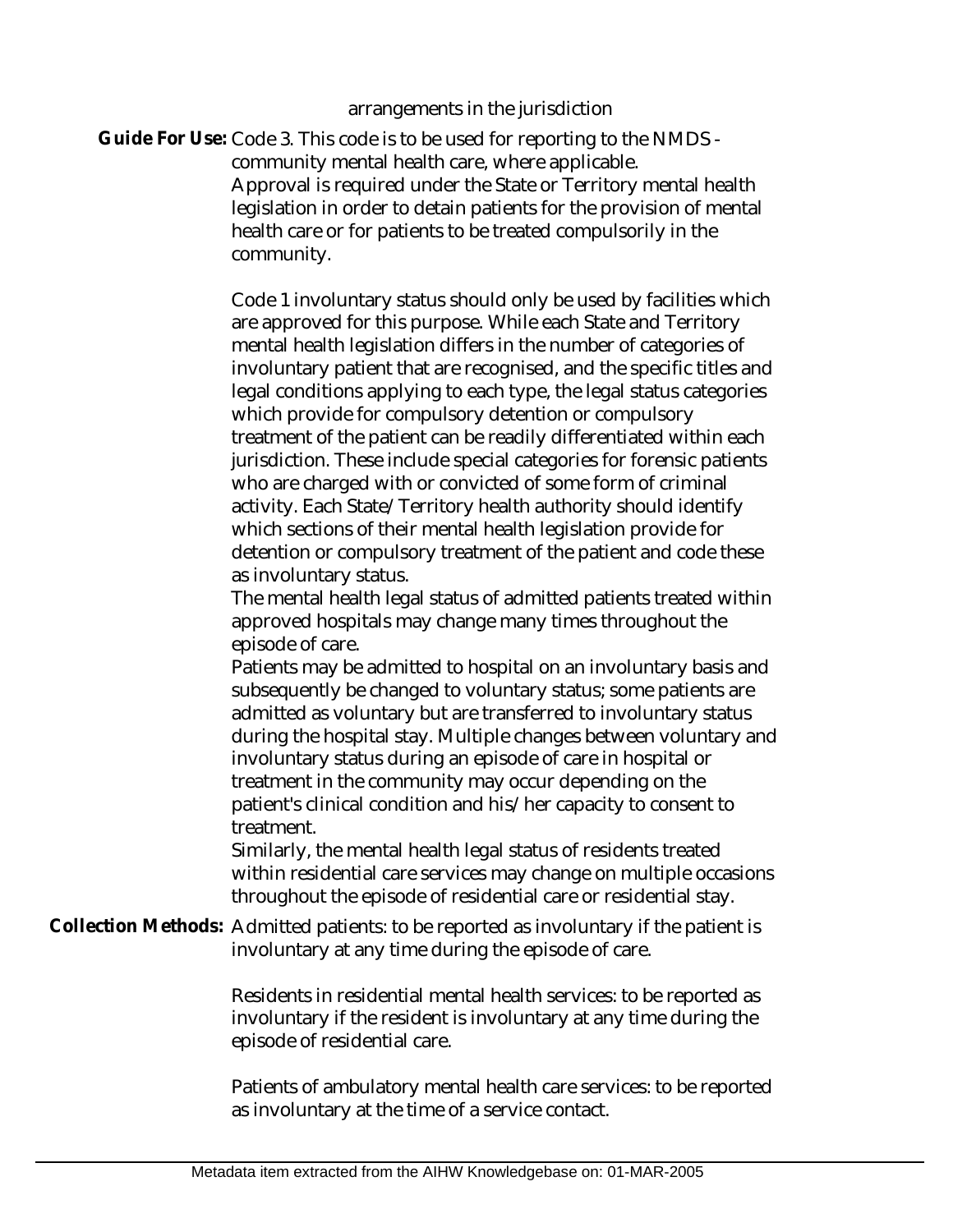arrangements in the jurisdiction

**Guide For Use:** Code 3. This code is to be used for reporting to the NMDS - community mental health care, where applicable.
Approval is required under the State or Territory mental health legislation in order to detain patients for the provision of mental health care or for patients to be treated compulsorily in the community.

Code 1 involuntary status should only be used by facilities which are approved for this purpose. While each State and Territory mental health legislation differs in the number of categories of involuntary patient that are recognised, and the specific titles and legal conditions applying to each type, the legal status categories which provide for compulsory detention or compulsory treatment of the patient can be readily differentiated within each jurisdiction. These include special categories for forensic patients who are charged with or convicted of some form of criminal activity. Each State/Territory health authority should identify which sections of their mental health legislation provide for detention or compulsory treatment of the patient and code these as involuntary status.
The mental health legal status of admitted patients treated within approved hospitals may change many times throughout the episode of care.
Patients may be admitted to hospital on an involuntary basis and subsequently be changed to voluntary status; some patients are admitted as voluntary but are transferred to involuntary status during the hospital stay. Multiple changes between voluntary and involuntary status during an episode of care in hospital or treatment in the community may occur depending on the patient's clinical condition and his/her capacity to consent to treatment.
Similarly, the mental health legal status of residents treated within residential care services may change on multiple occasions throughout the episode of residential care or residential stay.

**Collection Methods:** Admitted patients: to be reported as involuntary if the patient is involuntary at any time during the episode of care.

Residents in residential mental health services: to be reported as involuntary if the resident is involuntary at any time during the episode of residential care.

Patients of ambulatory mental health care services: to be reported as involuntary at the time of a service contact.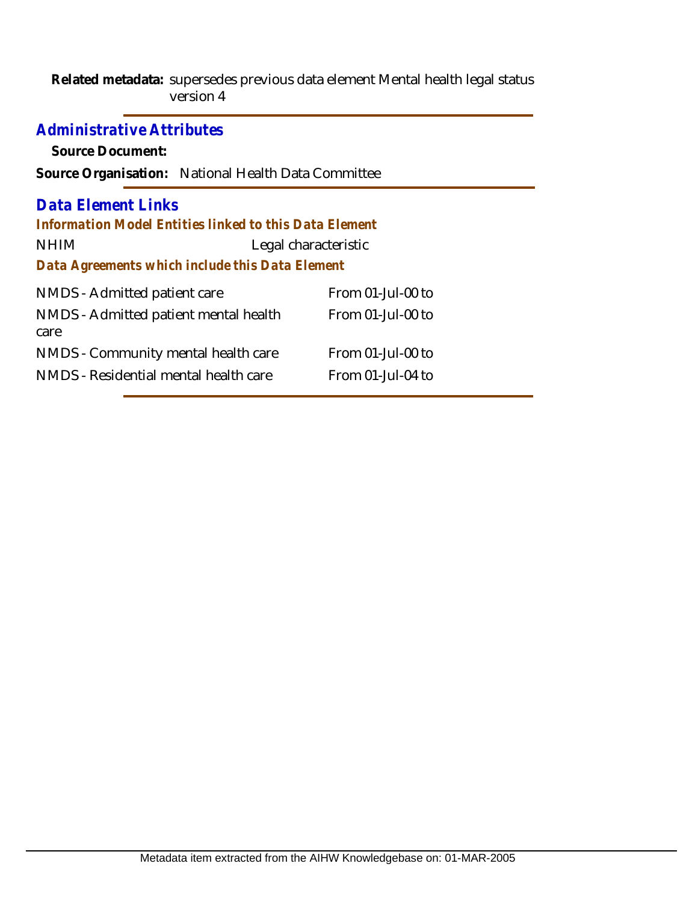**Related metadata:** supersedes previous data element Mental health legal status version 4

## Administrative Attributes

**Source Document:**

**Source Organisation:** National Health Data Committee

## Data Element Links

### Information Model Entities linked to this Data Element

| | |
|---|---|
| NHIM | Legal characteristic |

### Data Agreements which include this Data Element

| | |
|---|---|
| NMDS - Admitted patient care | From 01-Jul-00 to |
| NMDS - Admitted patient mental health care | From 01-Jul-00 to |
| NMDS - Community mental health care | From 01-Jul-00 to |
| NMDS - Residential mental health care | From 01-Jul-04 to |

Metadata item extracted from the AIHW Knowledgebase on: 01-MAR-2005